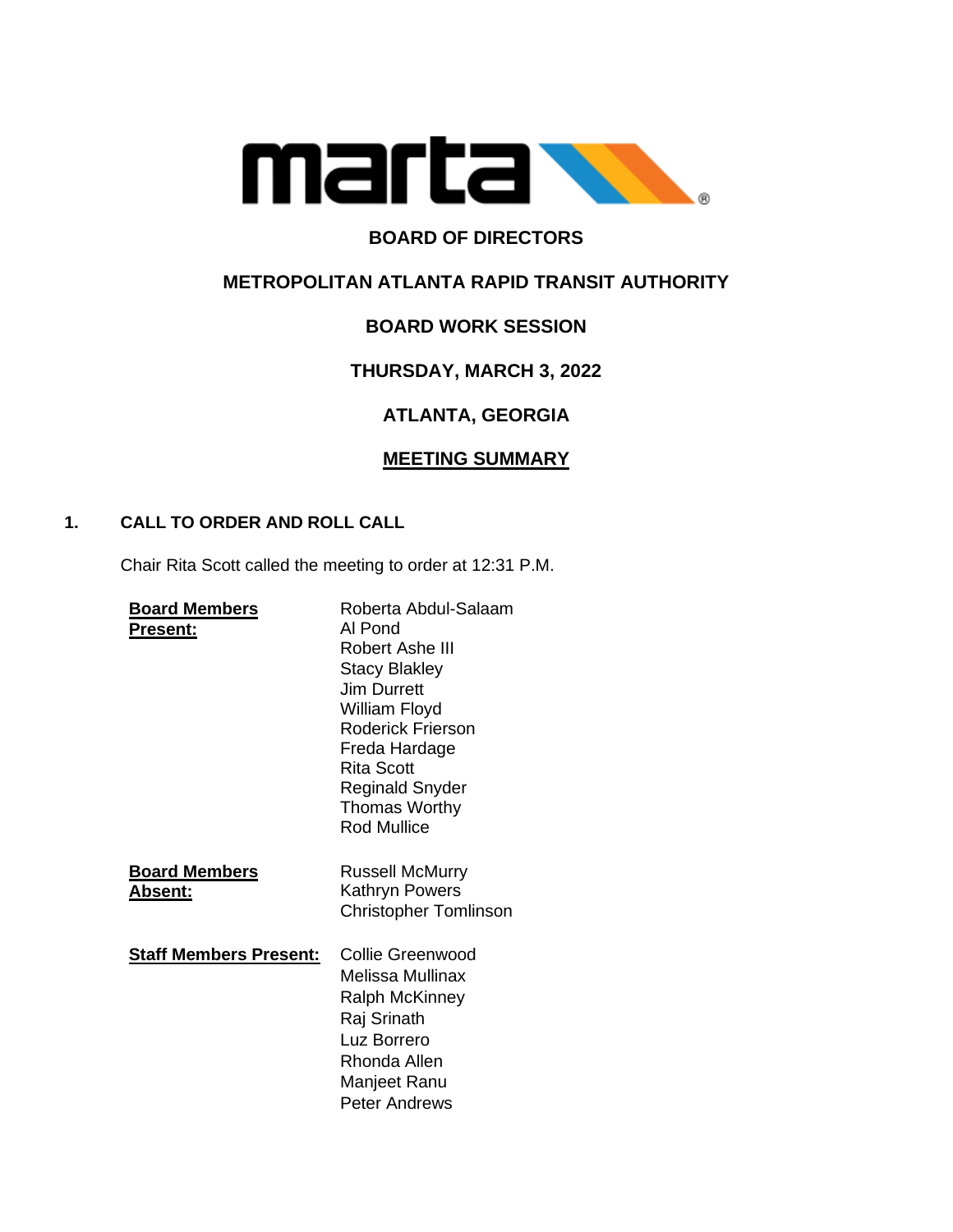marta

# BOARD OF DIRECTORS

## METROPOLITAN ATLANTA RAPID TRANSIT AUTHORITY

## BOARD WORK SESSION

## THURSDAY, MARCH 3, 2022

## ATLANTA, GEORGIA

## MEETING SUMMARY

### 1. CALL TO ORDER AND ROLL CALL

Chair Rita Scott called the meeting to order at 12:31 P.M.

**Board Members Present:**

Roberta Abdul-Salaam
Al Pond
Robert Ashe III
Stacy Blakley
Jim Durrett
William Floyd
Roderick Frierson
Freda Hardage
Rita Scott
Reginald Snyder
Thomas Worthy
Rod Mullice

**Board Members Absent:**

Russell McMurry
Kathryn Powers
Christopher Tomlinson

**Staff Members Present:**

Collie Greenwood
Melissa Mullinax
Ralph McKinney
Raj Srinath
Luz Borrero
Rhonda Allen
Manjeet Ranu
Peter Andrews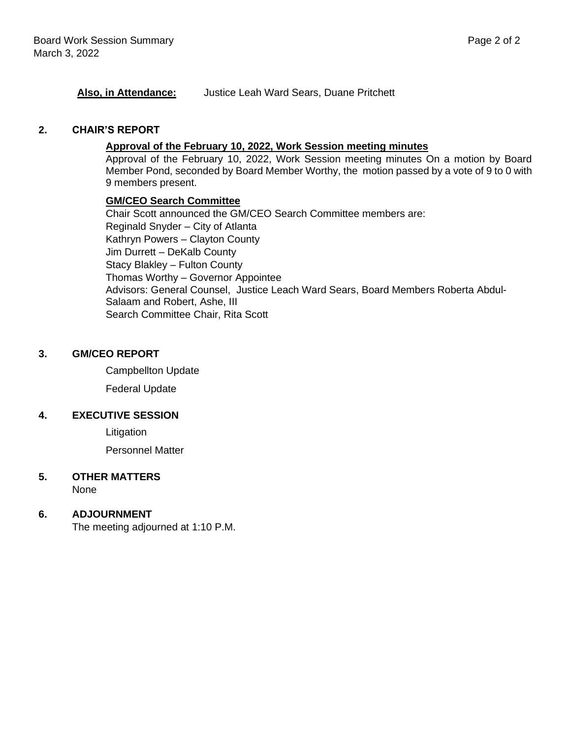**Also, in Attendance:** Justice Leah Ward Sears, Duane Pritchett

## 2. CHAIR'S REPORT

**Approval of the February 10, 2022, Work Session meeting minutes**

Approval of the February 10, 2022, Work Session meeting minutes On a motion by Board Member Pond, seconded by Board Member Worthy, the motion passed by a vote of 9 to 0 with 9 members present.

**GM/CEO Search Committee**

Chair Scott announced the GM/CEO Search Committee members are:
Reginald Snyder – City of Atlanta
Kathryn Powers – Clayton County
Jim Durrett – DeKalb County
Stacy Blakley – Fulton County
Thomas Worthy – Governor Appointee
Advisors: General Counsel, Justice Leach Ward Sears, Board Members Roberta Abdul-Salaam and Robert, Ashe, III
Search Committee Chair, Rita Scott

## 3. GM/CEO REPORT

Campbellton Update

Federal Update

## 4. EXECUTIVE SESSION

Litigation

Personnel Matter

## 5. OTHER MATTERS

None

## 6. ADJOURNMENT

The meeting adjourned at 1:10 P.M.